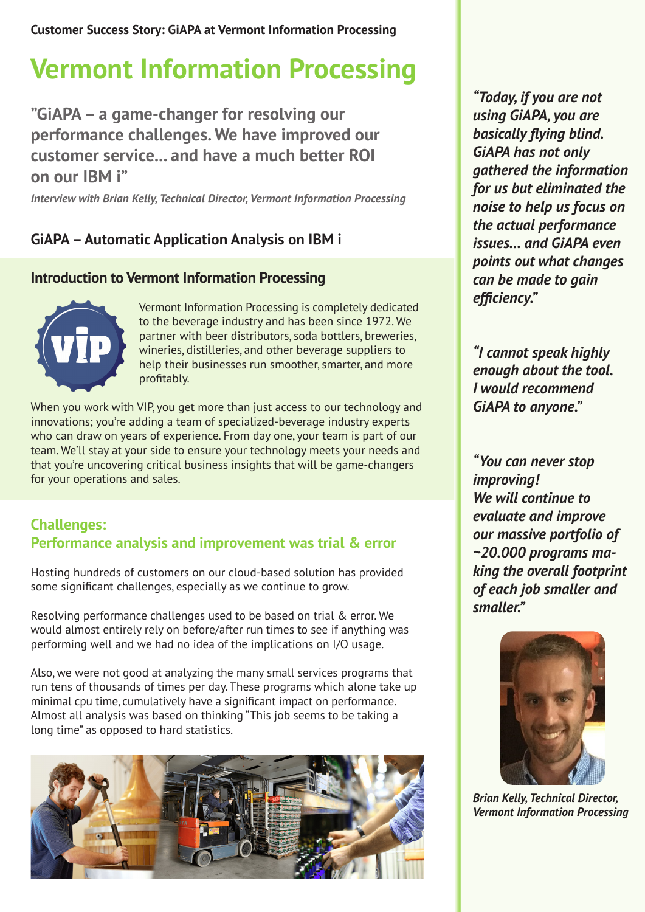**Customer Success Story: GiAPA at Vermont Information Processing**

# Vermont Information Processing

## ”GiAPA – a game-changer for resolving our performance challenges. We have improved our customer service... and have a much better ROI on our IBM i”

*Interview with Brian Kelly, Technical Director, Vermont Information Processing*

### GiAPA – Automatic Application Analysis on IBM i

### Introduction to Vermont Information Processing

Vermont Information Processing is completely dedicated to the beverage industry and has been since 1972. We partner with beer distributors, soda bottlers, breweries, wineries, distilleries, and other beverage suppliers to help their businesses run smoother, smarter, and more profitably.

When you work with VIP, you get more than just access to our technology and innovations; you're adding a team of specialized-beverage industry experts who can draw on years of experience. From day one, your team is part of our team. We'll stay at your side to ensure your technology meets your needs and that you're uncovering critical business insights that will be game-changers for your operations and sales.

### Challenges:
### Performance analysis and improvement was trial & error

Hosting hundreds of customers on our cloud-based solution has provided some significant challenges, especially as we continue to grow.

Resolving performance challenges used to be based on trial & error. We would almost entirely rely on before/after run times to see if anything was performing well and we had no idea of the implications on I/O usage.

Also, we were not good at analyzing the many small services programs that run tens of thousands of times per day. These programs which alone take up minimal cpu time, cumulatively have a significant impact on performance. Almost all analysis was based on thinking "This job seems to be taking a long time" as opposed to hard statistics.

***"Today, if you are not using GiAPA, you are basically flying blind. GiAPA has not only gathered the information for us but eliminated the noise to help us focus on the actual performance issues... and GiAPA even points out what changes can be made to gain efficiency."***

***"I cannot speak highly enough about the tool. I would recommend GiAPA to anyone."***

***"You can never stop improving! We will continue to evaluate and improve our massive portfolio of ~20.000 programs making the overall footprint of each job smaller and smaller."***

*Brian Kelly, Technical Director, Vermont Information Processing*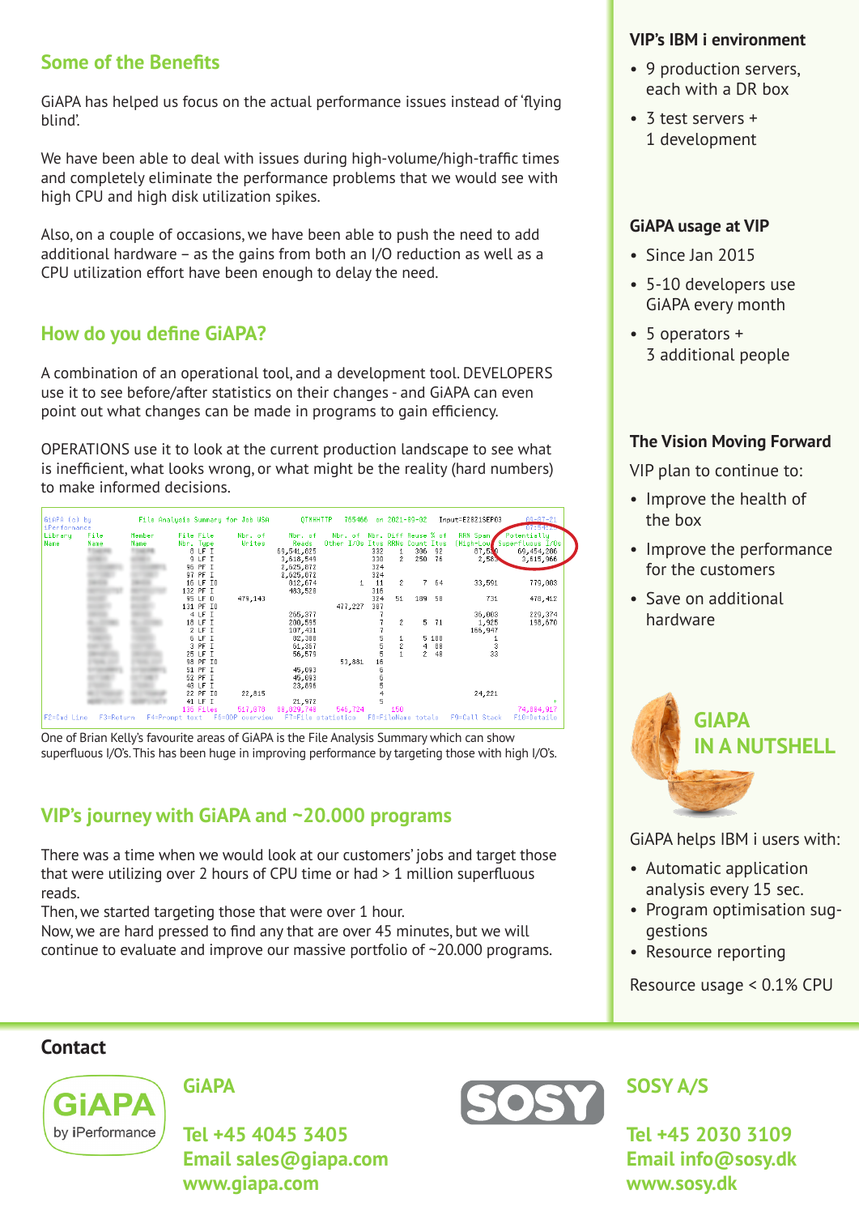## Some of the Benefits

GiAPA has helped us focus on the actual performance issues instead of 'flying blind'.

We have been able to deal with issues during high-volume/high-traffic times and completely eliminate the performance problems that we would see with high CPU and high disk utilization spikes.

Also, on a couple of occasions, we have been able to push the need to add additional hardware – as the gains from both an I/O reduction as well as a CPU utilization effort have been enough to delay the need.

## How do you define GiAPA?

A combination of an operational tool, and a development tool. DEVELOPERS use it to see before/after statistics on their changes - and GiAPA can even point out what changes can be made in programs to gain efficiency.

OPERATIONS use it to look at the current production landscape to see what is inefficient, what looks wrong, or what might be the reality (hard numbers) to make informed decisions.

One of Brian Kelly's favourite areas of GiAPA is the File Analysis Summary which can show superfluous I/O's. This has been huge in improving performance by targeting those with high I/O's.

## VIP's journey with GiAPA and ~20.000 programs

There was a time when we would look at our customers' jobs and target those that were utilizing over 2 hours of CPU time or had > 1 million superfluous reads.

Then, we started targeting those that were over 1 hour.

Now, we are hard pressed to find any that are over 45 minutes, but we will continue to evaluate and improve our massive portfolio of ~20.000 programs.

### VIP's IBM i environment

- 9 production servers, each with a DR box
- 3 test servers + 1 development

### GiAPA usage at VIP

- Since Jan 2015
- 5-10 developers use GiAPA every month
- 5 operators + 3 additional people

### The Vision Moving Forward

VIP plan to continue to:

- Improve the health of the box
- Improve the performance for the customers
- Save on additional hardware

### GIAPA IN A NUTSHELL

GiAPA helps IBM i users with:

- Automatic application analysis every 15 sec.
- Program optimisation suggestions
- Resource reporting

Resource usage < 0.1% CPU

## Contact

**GiAPA**

**Tel +45 4045 3405**
**Email sales@giapa.com**
**www.giapa.com**

**SOSY A/S**

**Tel +45 2030 3109**
**Email info@sosy.dk**
**www.sosy.dk**